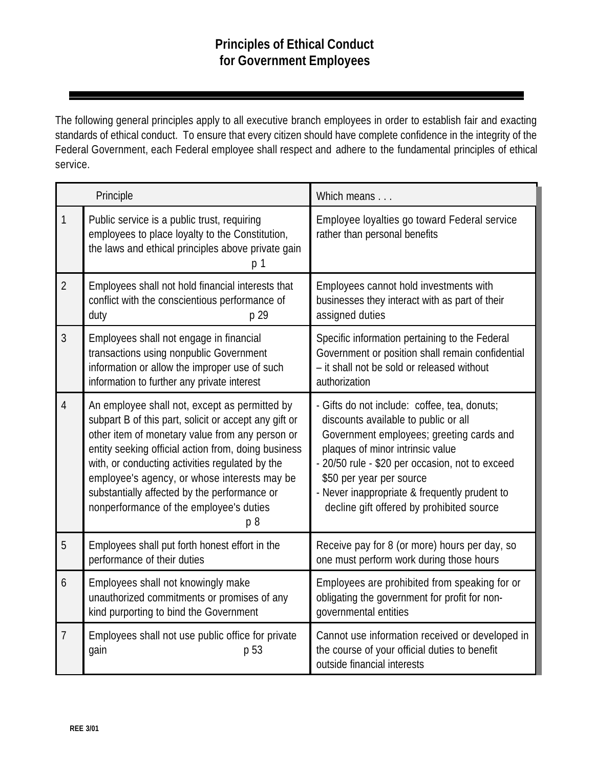# Principles of Ethical Conduct for Government Employees

The following general principles apply to all executive branch employees in order to establish fair and exacting standards of ethical conduct. To ensure that every citizen should have complete confidence in the integrity of the Federal Government, each Federal employee shall respect and adhere to the fundamental principles of ethical service.

| | Principle | Which means . . . |
|---|---|---|
| 1 | Public service is a public trust, requiring employees to place loyalty to the Constitution, the laws and ethical principles above private gain p 1 | Employee loyalties go toward Federal service rather than personal benefits |
| 2 | Employees shall not hold financial interests that conflict with the conscientious performance of duty p 29 | Employees cannot hold investments with businesses they interact with as part of their assigned duties |
| 3 | Employees shall not engage in financial transactions using nonpublic Government information or allow the improper use of such information to further any private interest | Specific information pertaining to the Federal Government or position shall remain confidential – it shall not be sold or released without authorization |
| 4 | An employee shall not, except as permitted by subpart B of this part, solicit or accept any gift or other item of monetary value from any person or entity seeking official action from, doing business with, or conducting activities regulated by the employee's agency, or whose interests may be substantially affected by the performance or nonperformance of the employee's duties p 8 | - Gifts do not include: coffee, tea, donuts; discounts available to public or all Government employees; greeting cards and plaques of minor intrinsic value<br>- 20/50 rule - $20 per occasion, not to exceed $50 per year per source<br>- Never inappropriate & frequently prudent to decline gift offered by prohibited source |
| 5 | Employees shall put forth honest effort in the performance of their duties | Receive pay for 8 (or more) hours per day, so one must perform work during those hours |
| 6 | Employees shall not knowingly make unauthorized commitments or promises of any kind purporting to bind the Government | Employees are prohibited from speaking for or obligating the government for profit for non-governmental entities |
| 7 | Employees shall not use public office for private gain p 53 | Cannot use information received or developed in the course of your official duties to benefit outside financial interests |

REE 3/01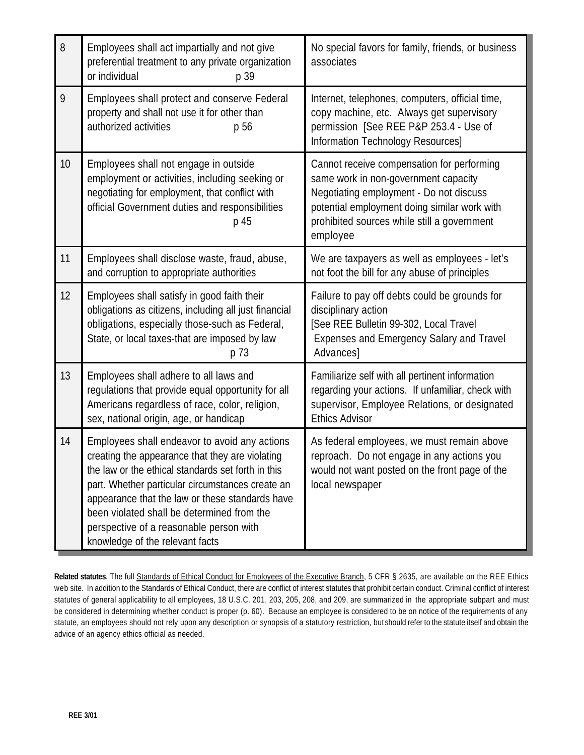| | | |
|---|---|---|
| 8 | Employees shall act impartially and not give preferential treatment to any private organization or individual p 39 | No special favors for family, friends, or business associates |
| 9 | Employees shall protect and conserve Federal property and shall not use it for other than authorized activities p 56 | Internet, telephones, computers, official time, copy machine, etc. Always get supervisory permission [See REE P&P 253.4 - Use of Information Technology Resources] |
| 10 | Employees shall not engage in outside employment or activities, including seeking or negotiating for employment, that conflict with official Government duties and responsibilities p 45 | Cannot receive compensation for performing same work in non-government capacity<br>Negotiating employment - Do not discuss potential employment doing similar work with prohibited sources while still a government employee |
| 11 | Employees shall disclose waste, fraud, abuse, and corruption to appropriate authorities | We are taxpayers as well as employees - let's not foot the bill for any abuse of principles |
| 12 | Employees shall satisfy in good faith their obligations as citizens, including all just financial obligations, especially those-such as Federal, State, or local taxes-that are imposed by law p 73 | Failure to pay off debts could be grounds for disciplinary action<br>[See REE Bulletin 99-302, Local Travel Expenses and Emergency Salary and Travel Advances] |
| 13 | Employees shall adhere to all laws and regulations that provide equal opportunity for all Americans regardless of race, color, religion, sex, national origin, age, or handicap | Familiarize self with all pertinent information regarding your actions. If unfamiliar, check with supervisor, Employee Relations, or designated Ethics Advisor |
| 14 | Employees shall endeavor to avoid any actions creating the appearance that they are violating the law or the ethical standards set forth in this part. Whether particular circumstances create an appearance that the law or these standards have been violated shall be determined from the perspective of a reasonable person with knowledge of the relevant facts | As federal employees, we must remain above reproach. Do not engage in any actions you would not want posted on the front page of the local newspaper |

**Related statutes**. The full Standards of Ethical Conduct for Employees of the Executive Branch, 5 CFR § 2635, are available on the REE Ethics web site. In addition to the Standards of Ethical Conduct, there are conflict of interest statutes that prohibit certain conduct. Criminal conflict of interest statutes of general applicability to all employees, 18 U.S.C. 201, 203, 205, 208, and 209, are summarized in the appropriate subpart and must be considered in determining whether conduct is proper (p. 60). Because an employee is considered to be on notice of the requirements of any statute, an employees should not rely upon any description or synopsis of a statutory restriction, but should refer to the statute itself and obtain the advice of an agency ethics official as needed.

REE 3/01